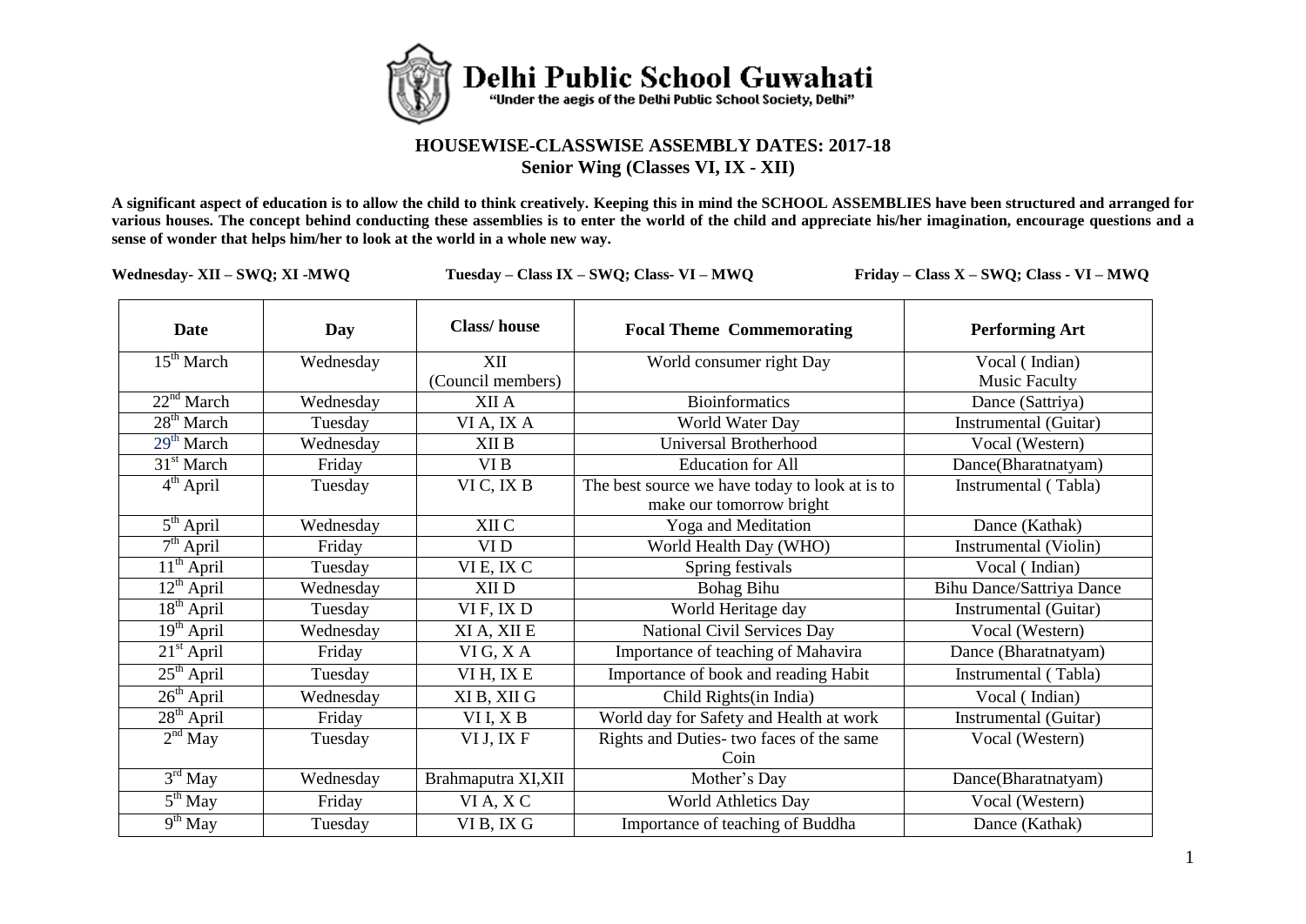# Delhi Public School Guwahati

"Under the aegis of the Delhi Public School Society, Delhi"

## HOUSEWISE-CLASSWISE ASSEMBLY DATES: 2017-18

### Senior Wing (Classes VI, IX - XII)

**A significant aspect of education is to allow the child to think creatively. Keeping this in mind the SCHOOL ASSEMBLIES have been structured and arranged for various houses. The concept behind conducting these assemblies is to enter the world of the child and appreciate his/her imagination, encourage questions and a sense of wonder that helps him/her to look at the world in a whole new way.**

**Wednesday- XII – SWQ; XI -MWQ** **Tuesday – Class IX – SWQ; Class- VI – MWQ** **Friday – Class X – SWQ; Class - VI – MWQ**

| Date | Day | Class/ house | Focal Theme Commemorating | Performing Art |
|---|---|---|---|---|
| 15th March | Wednesday | XII (Council members) | World consumer right Day | Vocal ( Indian) Music Faculty |
| 22nd March | Wednesday | XII A | Bioinformatics | Dance (Sattriya) |
| 28th March | Tuesday | VI A, IX A | World Water Day | Instrumental (Guitar) |
| 29th March | Wednesday | XII B | Universal Brotherhood | Vocal (Western) |
| 31st March | Friday | VI B | Education for All | Dance(Bharatnatyam) |
| 4th April | Tuesday | VI C, IX B | The best source we have today to look at is to make our tomorrow bright | Instrumental ( Tabla) |
| 5th April | Wednesday | XII C | Yoga and Meditation | Dance (Kathak) |
| 7th April | Friday | VI D | World Health Day (WHO) | Instrumental (Violin) |
| 11th April | Tuesday | VI E, IX C | Spring festivals | Vocal ( Indian) |
| 12th April | Wednesday | XII D | Bohag Bihu | Bihu Dance/Sattriya Dance |
| 18th April | Tuesday | VI F, IX D | World Heritage day | Instrumental (Guitar) |
| 19th April | Wednesday | XI A, XII E | National Civil Services Day | Vocal (Western) |
| 21st April | Friday | VI G, X A | Importance of teaching of Mahavira | Dance (Bharatnatyam) |
| 25th April | Tuesday | VI H, IX E | Importance of book and reading Habit | Instrumental ( Tabla) |
| 26th April | Wednesday | XI B, XII G | Child Rights(in India) | Vocal ( Indian) |
| 28th April | Friday | VI I, X B | World day for Safety and Health at work | Instrumental (Guitar) |
| 2nd May | Tuesday | VI J, IX F | Rights and Duties- two faces of the same Coin | Vocal (Western) |
| 3rd May | Wednesday | Brahmaputra XI,XII | Mother's Day | Dance(Bharatnatyam) |
| 5th May | Friday | VI A, X C | World Athletics Day | Vocal (Western) |
| 9th May | Tuesday | VI B, IX G | Importance of teaching of Buddha | Dance (Kathak) |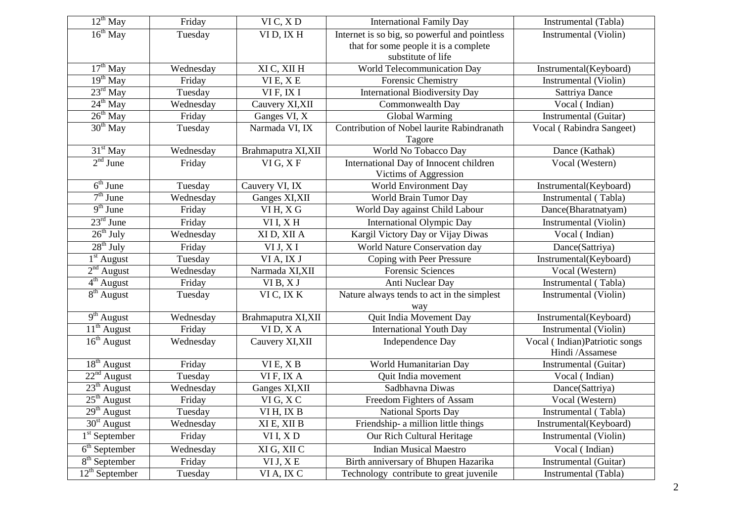| 12th May | Friday | VI C, X D | International Family Day | Instrumental (Tabla) |
|---|---|---|---|---|
| 16th May | Tuesday | VI D, IX H | Internet is so big, so powerful and pointless that for some people it is a complete substitute of life | Instrumental (Violin) |
| 17th May | Wednesday | XI C, XII H | World Telecommunication Day | Instrumental(Keyboard) |
| 19th May | Friday | VI E, X E | Forensic Chemistry | Instrumental (Violin) |
| 23rd May | Tuesday | VI F, IX I | International Biodiversity Day | Sattriya Dance |
| 24th May | Wednesday | Cauvery XI,XII | Commonwealth Day | Vocal ( Indian) |
| 26th May | Friday | Ganges VI, X | Global Warming | Instrumental (Guitar) |
| 30th May | Tuesday | Narmada VI, IX | Contribution of Nobel laurite Rabindranath Tagore | Vocal ( Rabindra Sangeet) |
| 31st May | Wednesday | Brahmaputra XI,XII | World No Tobacco Day | Dance (Kathak) |
| 2nd June | Friday | VI G, X F | International Day of Innocent children Victims of Aggression | Vocal (Western) |
| 6th June | Tuesday | Cauvery VI, IX | World Environment Day | Instrumental(Keyboard) |
| 7th June | Wednesday | Ganges XI,XII | World Brain Tumor Day | Instrumental ( Tabla) |
| 9th June | Friday | VI H, X G | World Day against Child Labour | Dance(Bharatnatyam) |
| 23rd June | Friday | VI I, X H | International Olympic Day | Instrumental (Violin) |
| 26th July | Wednesday | XI D, XII A | Kargil Victory Day or Vijay Diwas | Vocal ( Indian) |
| 28th July | Friday | VI J, X I | World Nature Conservation day | Dance(Sattriya) |
| 1st August | Tuesday | VI A, IX J | Coping with Peer Pressure | Instrumental(Keyboard) |
| 2nd August | Wednesday | Narmada XI,XII | Forensic Sciences | Vocal (Western) |
| 4th August | Friday | VI B, X J | Anti Nuclear Day | Instrumental ( Tabla) |
| 8th August | Tuesday | VI C, IX K | Nature always tends to act in the simplest way | Instrumental (Violin) |
| 9th August | Wednesday | Brahmaputra XI,XII | Quit India Movement Day | Instrumental(Keyboard) |
| 11th August | Friday | VI D, X A | International Youth Day | Instrumental (Violin) |
| 16th August | Wednesday | Cauvery XI,XII | Independence Day | Vocal ( Indian)Patriotic songs Hindi /Assamese |
| 18th August | Friday | VI E, X B | World Humanitarian Day | Instrumental (Guitar) |
| 22nd August | Tuesday | VI F, IX A | Quit India movement | Vocal ( Indian) |
| 23th August | Wednesday | Ganges XI,XII | Sadbhavna Diwas | Dance(Sattriya) |
| 25th August | Friday | VI G, X C | Freedom Fighters of Assam | Vocal (Western) |
| 29th August | Tuesday | VI H, IX B | National Sports Day | Instrumental ( Tabla) |
| 30st August | Wednesday | XI E, XII B | Friendship- a million little things | Instrumental(Keyboard) |
| 1st September | Friday | VI I, X D | Our Rich Cultural Heritage | Instrumental (Violin) |
| 6th September | Wednesday | XI G, XII C | Indian Musical Maestro | Vocal ( Indian) |
| 8th September | Friday | VI J, X E | Birth anniversary of Bhupen Hazarika | Instrumental (Guitar) |
| 12th September | Tuesday | VI A, IX C | Technology contribute to great juvenile | Instrumental (Tabla) |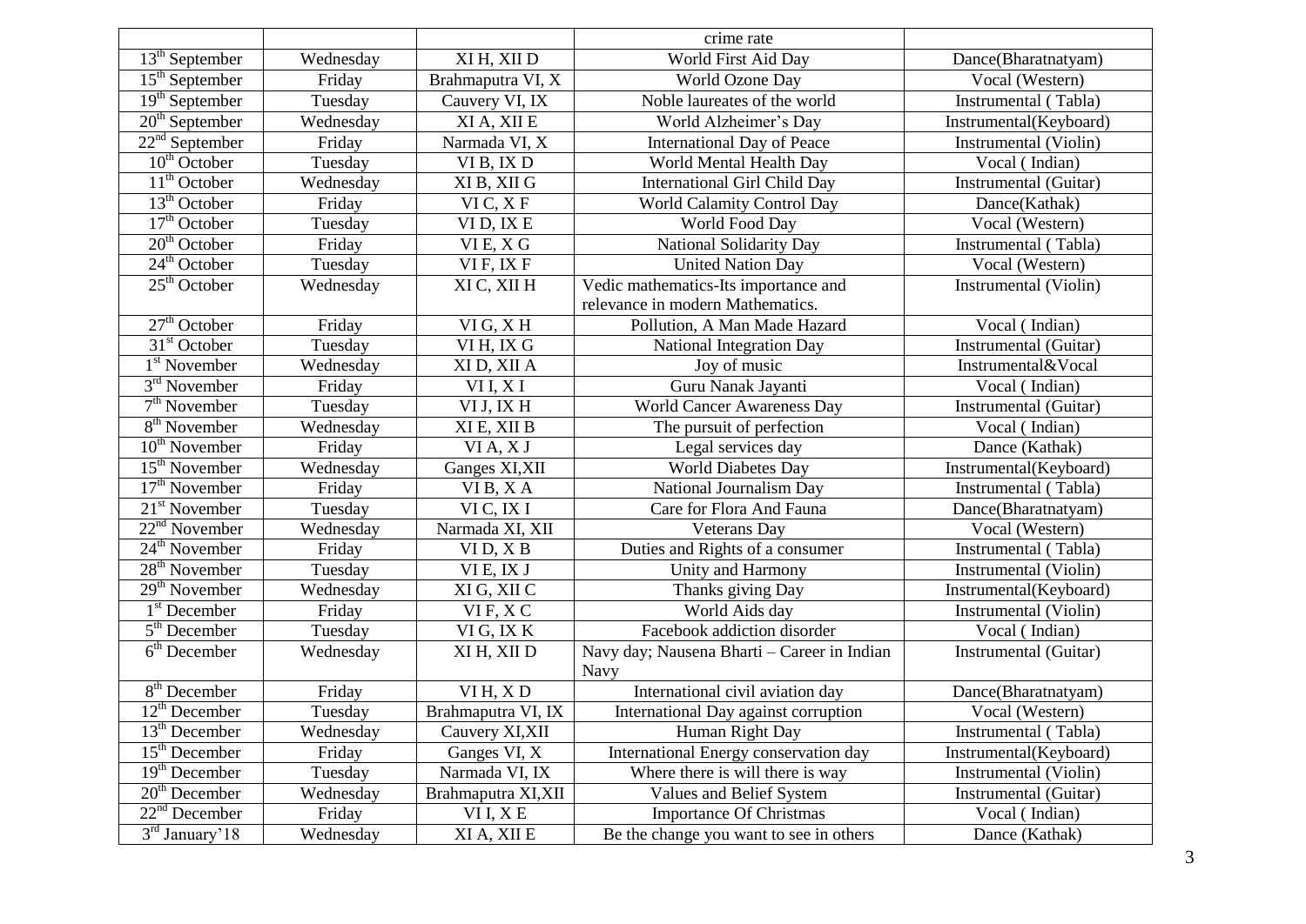| | | | | |
|---|---|---|---|---|
| | | | crime rate | |
| 13th September | Wednesday | XI H, XII D | World First Aid Day | Dance(Bharatnatyam) |
| 15th September | Friday | Brahmaputra VI, X | World Ozone Day | Vocal (Western) |
| 19th September | Tuesday | Cauvery VI, IX | Noble laureates of the world | Instrumental ( Tabla) |
| 20th September | Wednesday | XI A, XII E | World Alzheimer's Day | Instrumental(Keyboard) |
| 22nd September | Friday | Narmada VI, X | International Day of Peace | Instrumental (Violin) |
| 10th October | Tuesday | VI B, IX D | World Mental Health Day | Vocal ( Indian) |
| 11th October | Wednesday | XI B, XII G | International Girl Child Day | Instrumental (Guitar) |
| 13th October | Friday | VI C, X F | World Calamity Control Day | Dance(Kathak) |
| 17th October | Tuesday | VI D, IX E | World Food Day | Vocal (Western) |
| 20th October | Friday | VI E, X G | National Solidarity Day | Instrumental ( Tabla) |
| 24th October | Tuesday | VI F, IX F | United Nation Day | Vocal (Western) |
| 25th October | Wednesday | XI C, XII H | Vedic mathematics-Its importance and relevance in modern Mathematics. | Instrumental (Violin) |
| 27th October | Friday | VI G, X H | Pollution, A Man Made Hazard | Vocal ( Indian) |
| 31st October | Tuesday | VI H, IX G | National Integration Day | Instrumental (Guitar) |
| 1st November | Wednesday | XI D, XII A | Joy of music | Instrumental&Vocal |
| 3rd November | Friday | VI I, X I | Guru Nanak Jayanti | Vocal ( Indian) |
| 7th November | Tuesday | VI J, IX H | World Cancer Awareness Day | Instrumental (Guitar) |
| 8th November | Wednesday | XI E, XII B | The pursuit of perfection | Vocal ( Indian) |
| 10th November | Friday | VI A, X J | Legal services day | Dance (Kathak) |
| 15th November | Wednesday | Ganges XI,XII | World Diabetes Day | Instrumental(Keyboard) |
| 17th November | Friday | VI B, X A | National Journalism Day | Instrumental ( Tabla) |
| 21st November | Tuesday | VI C, IX I | Care for Flora And Fauna | Dance(Bharatnatyam) |
| 22nd November | Wednesday | Narmada XI, XII | Veterans Day | Vocal (Western) |
| 24th November | Friday | VI D, X B | Duties and Rights of a consumer | Instrumental ( Tabla) |
| 28th November | Tuesday | VI E, IX J | Unity and Harmony | Instrumental (Violin) |
| 29th November | Wednesday | XI G, XII C | Thanks giving Day | Instrumental(Keyboard) |
| 1st December | Friday | VI F, X C | World Aids day | Instrumental (Violin) |
| 5th December | Tuesday | VI G, IX K | Facebook addiction disorder | Vocal ( Indian) |
| 6th December | Wednesday | XI H, XII D | Navy day; Nausena Bharti – Career in Indian Navy | Instrumental (Guitar) |
| 8th December | Friday | VI H, X D | International civil aviation day | Dance(Bharatnatyam) |
| 12th December | Tuesday | Brahmaputra VI, IX | International Day against corruption | Vocal (Western) |
| 13th December | Wednesday | Cauvery XI,XII | Human Right Day | Instrumental ( Tabla) |
| 15th December | Friday | Ganges VI, X | International Energy conservation day | Instrumental(Keyboard) |
| 19th December | Tuesday | Narmada VI, IX | Where there is will there is way | Instrumental (Violin) |
| 20th December | Wednesday | Brahmaputra XI,XII | Values and Belief System | Instrumental (Guitar) |
| 22nd December | Friday | VI I, X E | Importance Of Christmas | Vocal ( Indian) |
| 3rd January'18 | Wednesday | XI A, XII E | Be the change you want to see in others | Dance (Kathak) |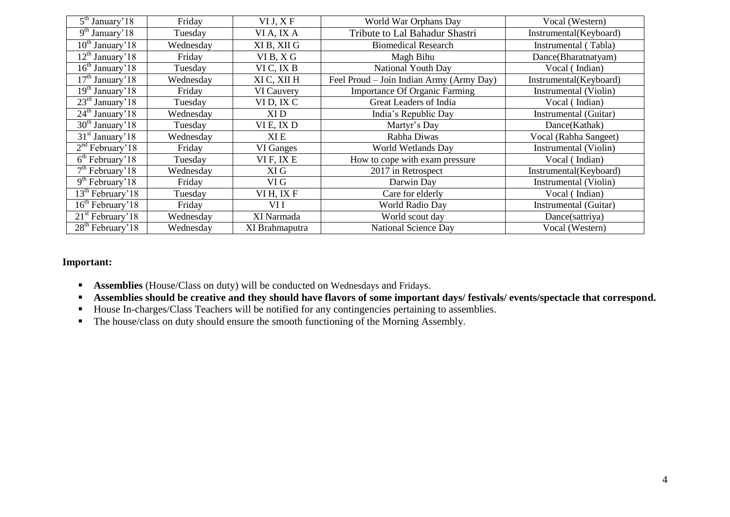| | | | | |
|---|---|---|---|---|
| 5th January'18 | Friday | VI J, X F | World War Orphans Day | Vocal (Western) |
| 9th January'18 | Tuesday | VI A, IX A | Tribute to Lal Bahadur Shastri | Instrumental(Keyboard) |
| 10th January'18 | Wednesday | XI B, XII G | Biomedical Research | Instrumental ( Tabla) |
| 12th January'18 | Friday | VI B, X G | Magh Bihu | Dance(Bharatnatyam) |
| 16th January'18 | Tuesday | VI C, IX B | National Youth Day | Vocal ( Indian) |
| 17th January'18 | Wednesday | XI C, XII H | Feel Proud – Join Indian Army (Army Day) | Instrumental(Keyboard) |
| 19th January'18 | Friday | VI Cauvery | Importance Of Organic Farming | Instrumental (Violin) |
| 23rd January'18 | Tuesday | VI D, IX C | Great Leaders of India | Vocal ( Indian) |
| 24th January'18 | Wednesday | XI D | India's Republic Day | Instrumental (Guitar) |
| 30th January'18 | Tuesday | VI E, IX D | Martyr's Day | Dance(Kathak) |
| 31st January'18 | Wednesday | XI E | Rabha Diwas | Vocal (Rabha Sangeet) |
| 2nd February'18 | Friday | VI Ganges | World Wetlands Day | Instrumental (Violin) |
| 6th February'18 | Tuesday | VI F, IX E | How to cope with exam pressure | Vocal ( Indian) |
| 7th February'18 | Wednesday | XI G | 2017 in Retrospect | Instrumental(Keyboard) |
| 9th February'18 | Friday | VI G | Darwin Day | Instrumental (Violin) |
| 13th February'18 | Tuesday | VI H, IX F | Care for elderly | Vocal ( Indian) |
| 16th February'18 | Friday | VI I | World Radio Day | Instrumental (Guitar) |
| 21st February'18 | Wednesday | XI Narmada | World scout day | Dance(sattriya) |
| 28th February'18 | Wednesday | XI Brahmaputra | National Science Day | Vocal (Western) |

**Important:**

- **Assemblies** (House/Class on duty) will be conducted on Wednesdays and Fridays.
- **Assemblies should be creative and they should have flavors of some important days/ festivals/ events/spectacle that correspond.**
- House In-charges/Class Teachers will be notified for any contingencies pertaining to assemblies.
- The house/class on duty should ensure the smooth functioning of the Morning Assembly.